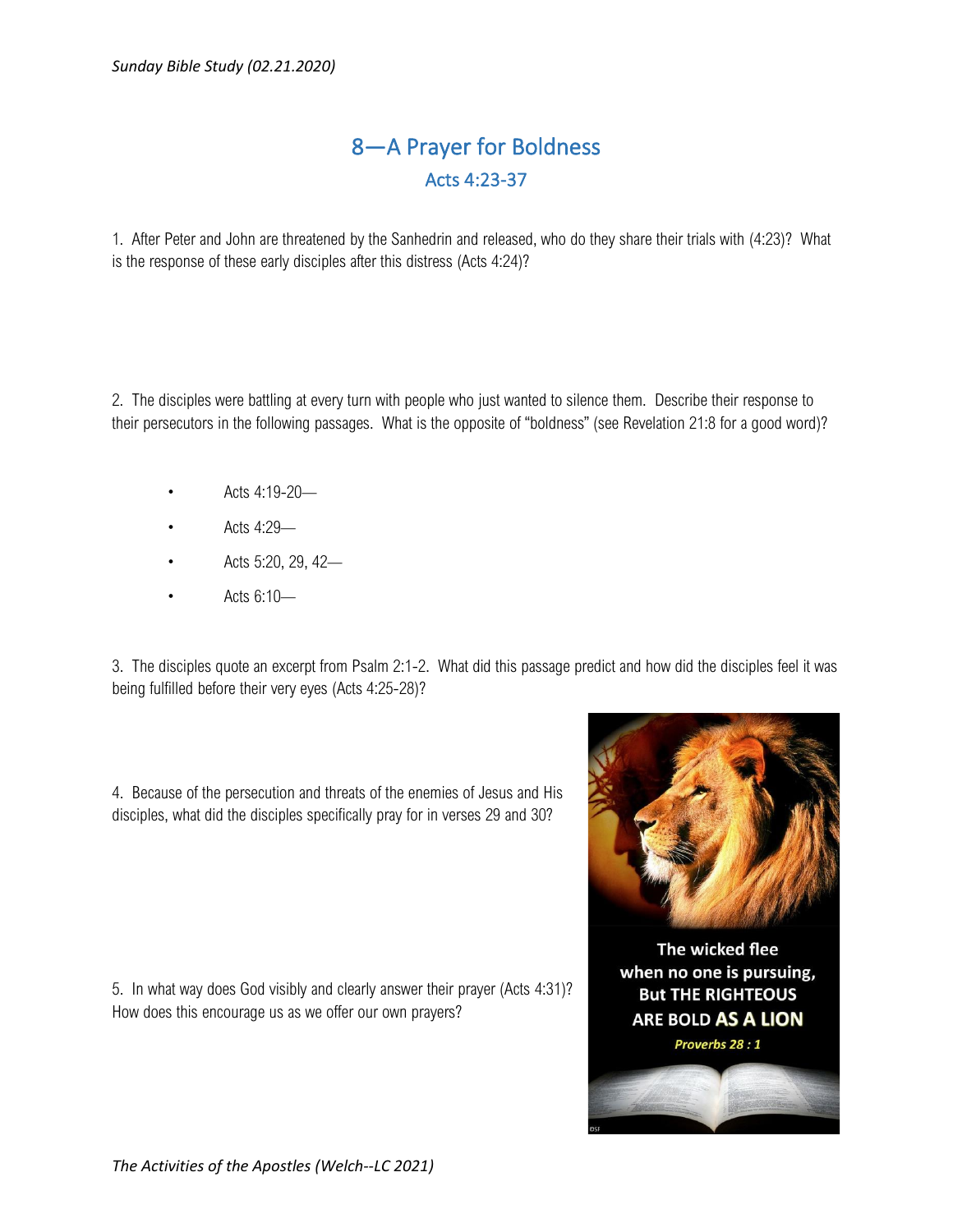# 8—A Prayer for Boldness

## Acts 4:23-37

1. After Peter and John are threatened by the Sanhedrin and released, who do they share their trials with (4:23)? What is the response of these early disciples after this distress (Acts 4:24)?

2. The disciples were battling at every turn with people who just wanted to silence them. Describe their response to their persecutors in the following passages. What is the opposite of "boldness" (see Revelation 21:8 for a good word)?

- Acts 4:19-20—
- Acts 4:29—
- Acts 5:20, 29, 42—
- Acts 6:10—

3. The disciples quote an excerpt from Psalm 2:1-2. What did this passage predict and how did the disciples feel it was being fulfilled before their very eyes (Acts 4:25-28)?

4. Because of the persecution and threats of the enemies of Jesus and His disciples, what did the disciples specifically pray for in verses 29 and 30?

5. In what way does God visibly and clearly answer their prayer (Acts 4:31)? How does this encourage us as we offer our own prayers?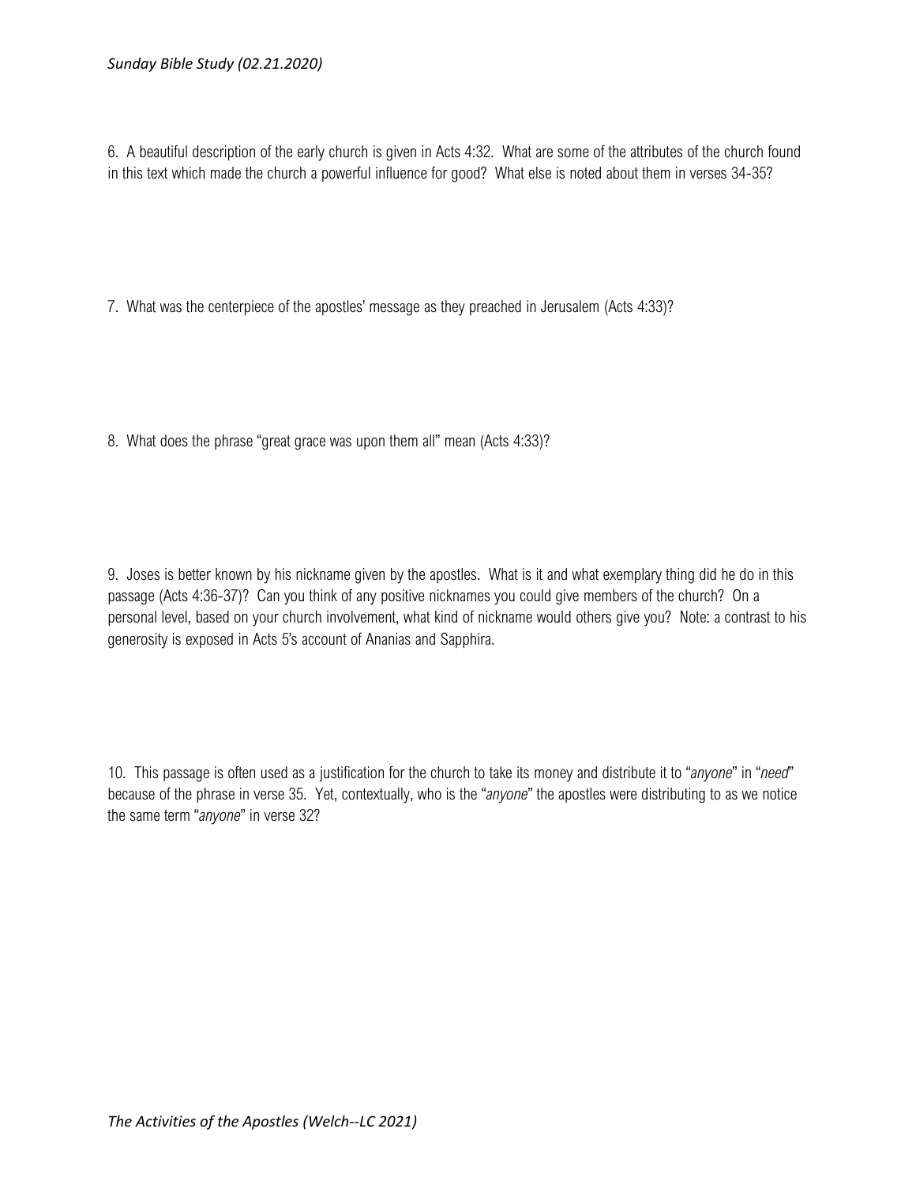6. A beautiful description of the early church is given in Acts 4:32. What are some of the attributes of the church found in this text which made the church a powerful influence for good? What else is noted about them in verses 34-35?

7. What was the centerpiece of the apostles' message as they preached in Jerusalem (Acts 4:33)?

8. What does the phrase "great grace was upon them all" mean (Acts 4:33)?

9. Joses is better known by his nickname given by the apostles. What is it and what exemplary thing did he do in this passage (Acts 4:36-37)? Can you think of any positive nicknames you could give members of the church? On a personal level, based on your church involvement, what kind of nickname would others give you? Note: a contrast to his generosity is exposed in Acts 5's account of Ananias and Sapphira.

10. This passage is often used as a justification for the church to take its money and distribute it to "*anyone*" in "*need*" because of the phrase in verse 35. Yet, contextually, who is the "*anyone*" the apostles were distributing to as we notice the same term "*anyone*" in verse 32?